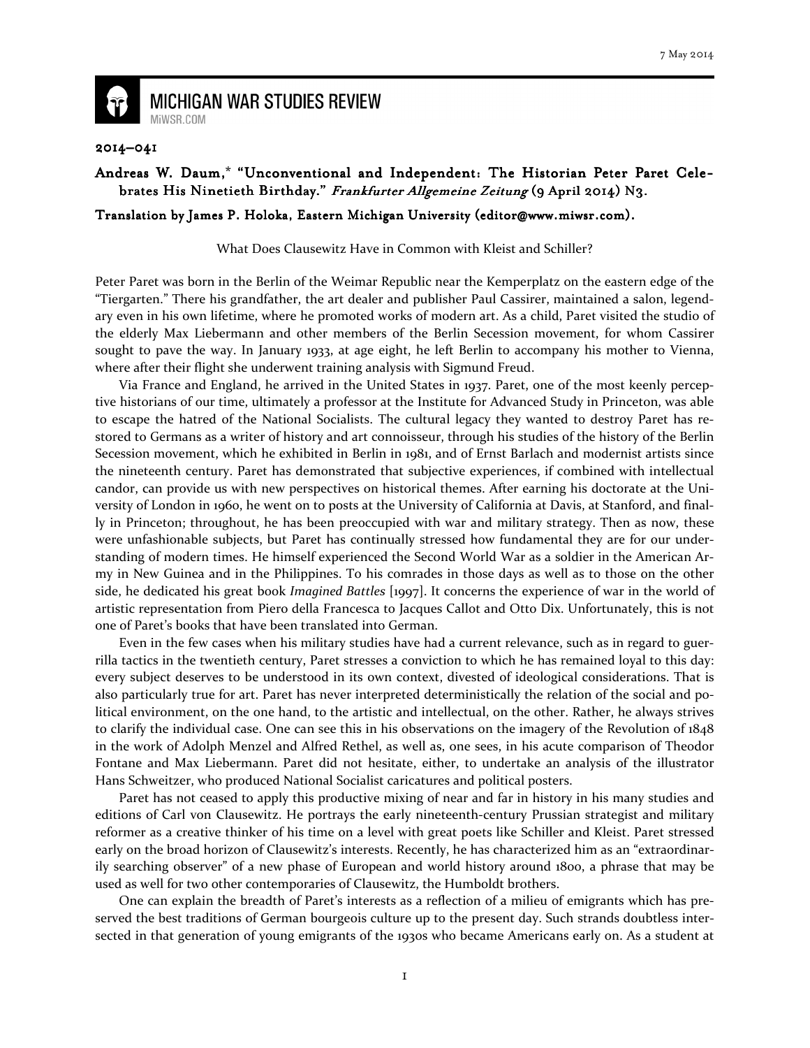2014–041

**Andreas W. Daum,* "Unconventional and Independent: The Historian Peter Paret Celebrates His Ninetieth Birthday."** ***Frankfurter Allgemeine Zeitung*** **(9 April 2014) N3.**

**Translation by James P. Holoka, Eastern Michigan University (editor@www.miwsr.com).**

What Does Clausewitz Have in Common with Kleist and Schiller?

Peter Paret was born in the Berlin of the Weimar Republic near the Kemperplatz on the eastern edge of the "Tiergarten." There his grandfather, the art dealer and publisher Paul Cassirer, maintained a salon, legendary even in his own lifetime, where he promoted works of modern art. As a child, Paret visited the studio of the elderly Max Liebermann and other members of the Berlin Secession movement, for whom Cassirer sought to pave the way. In January 1933, at age eight, he left Berlin to accompany his mother to Vienna, where after their flight she underwent training analysis with Sigmund Freud.

Via France and England, he arrived in the United States in 1937. Paret, one of the most keenly perceptive historians of our time, ultimately a professor at the Institute for Advanced Study in Princeton, was able to escape the hatred of the National Socialists. The cultural legacy they wanted to destroy Paret has restored to Germans as a writer of history and art connoisseur, through his studies of the history of the Berlin Secession movement, which he exhibited in Berlin in 1981, and of Ernst Barlach and modernist artists since the nineteenth century. Paret has demonstrated that subjective experiences, if combined with intellectual candor, can provide us with new perspectives on historical themes. After earning his doctorate at the University of London in 1960, he went on to posts at the University of California at Davis, at Stanford, and finally in Princeton; throughout, he has been preoccupied with war and military strategy. Then as now, these were unfashionable subjects, but Paret has continually stressed how fundamental they are for our understanding of modern times. He himself experienced the Second World War as a soldier in the American Army in New Guinea and in the Philippines. To his comrades in those days as well as to those on the other side, he dedicated his great book *Imagined Battles* [1997]. It concerns the experience of war in the world of artistic representation from Piero della Francesca to Jacques Callot and Otto Dix. Unfortunately, this is not one of Paret's books that have been translated into German.

Even in the few cases when his military studies have had a current relevance, such as in regard to guerrilla tactics in the twentieth century, Paret stresses a conviction to which he has remained loyal to this day: every subject deserves to be understood in its own context, divested of ideological considerations. That is also particularly true for art. Paret has never interpreted deterministically the relation of the social and political environment, on the one hand, to the artistic and intellectual, on the other. Rather, he always strives to clarify the individual case. One can see this in his observations on the imagery of the Revolution of 1848 in the work of Adolph Menzel and Alfred Rethel, as well as, one sees, in his acute comparison of Theodor Fontane and Max Liebermann. Paret did not hesitate, either, to undertake an analysis of the illustrator Hans Schweitzer, who produced National Socialist caricatures and political posters.

Paret has not ceased to apply this productive mixing of near and far in history in his many studies and editions of Carl von Clausewitz. He portrays the early nineteenth-century Prussian strategist and military reformer as a creative thinker of his time on a level with great poets like Schiller and Kleist. Paret stressed early on the broad horizon of Clausewitz's interests. Recently, he has characterized him as an "extraordinarily searching observer" of a new phase of European and world history around 1800, a phrase that may be used as well for two other contemporaries of Clausewitz, the Humboldt brothers.

One can explain the breadth of Paret's interests as a reflection of a milieu of emigrants which has preserved the best traditions of German bourgeois culture up to the present day. Such strands doubtless intersected in that generation of young emigrants of the 1930s who became Americans early on. As a student at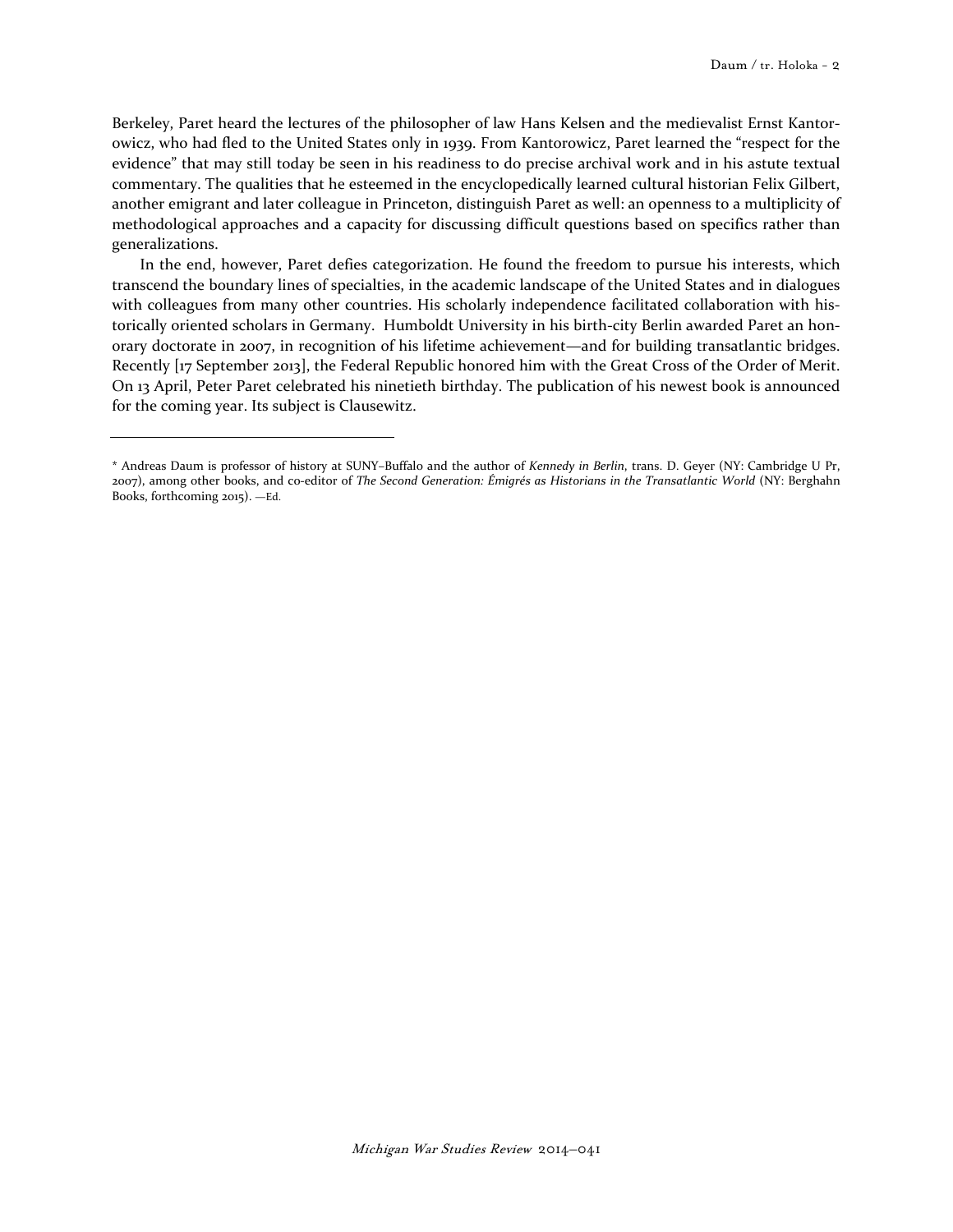Berkeley, Paret heard the lectures of the philosopher of law Hans Kelsen and the medievalist Ernst Kantorowicz, who had fled to the United States only in 1939. From Kantorowicz, Paret learned the "respect for the evidence" that may still today be seen in his readiness to do precise archival work and in his astute textual commentary. The qualities that he esteemed in the encyclopedically learned cultural historian Felix Gilbert, another emigrant and later colleague in Princeton, distinguish Paret as well: an openness to a multiplicity of methodological approaches and a capacity for discussing difficult questions based on specifics rather than generalizations.

In the end, however, Paret defies categorization. He found the freedom to pursue his interests, which transcend the boundary lines of specialties, in the academic landscape of the United States and in dialogues with colleagues from many other countries. His scholarly independence facilitated collaboration with historically oriented scholars in Germany. Humboldt University in his birth-city Berlin awarded Paret an honorary doctorate in 2007, in recognition of his lifetime achievement—and for building transatlantic bridges. Recently [17 September 2013], the Federal Republic honored him with the Great Cross of the Order of Merit. On 13 April, Peter Paret celebrated his ninetieth birthday. The publication of his newest book is announced for the coming year. Its subject is Clausewitz.

---

\* Andreas Daum is professor of history at SUNY–Buffalo and the author of *Kennedy in Berlin*, trans. D. Geyer (NY: Cambridge U Pr, 2007), among other books, and co-editor of *The Second Generation: Émigrés as Historians in the Transatlantic World* (NY: Berghahn Books, forthcoming 2015). —Ed.